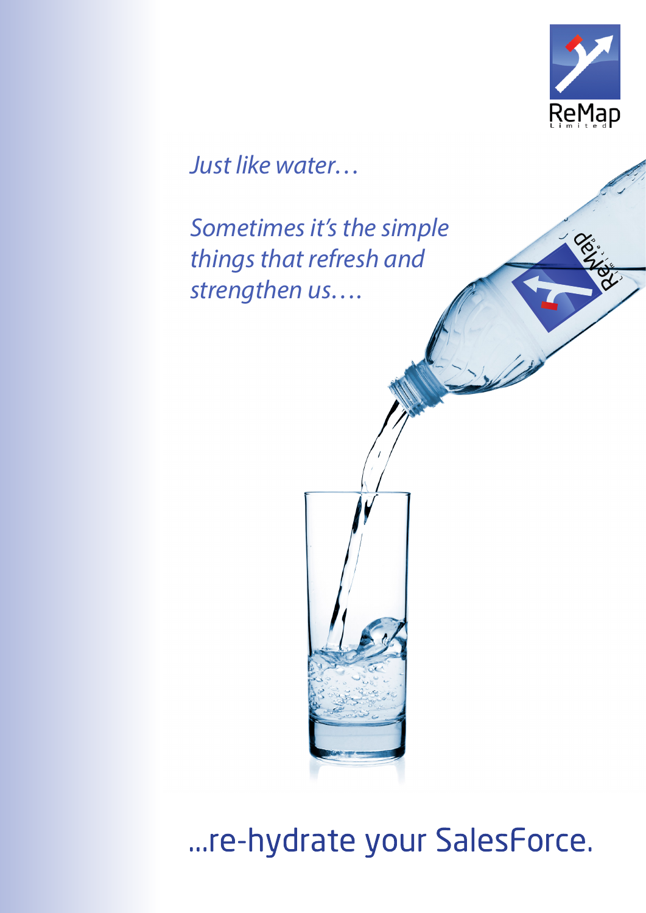ReMap Limited

*Just like water…*

*Sometimes it's the simple things that refresh and strengthen us….*

…re-hydrate your SalesForce.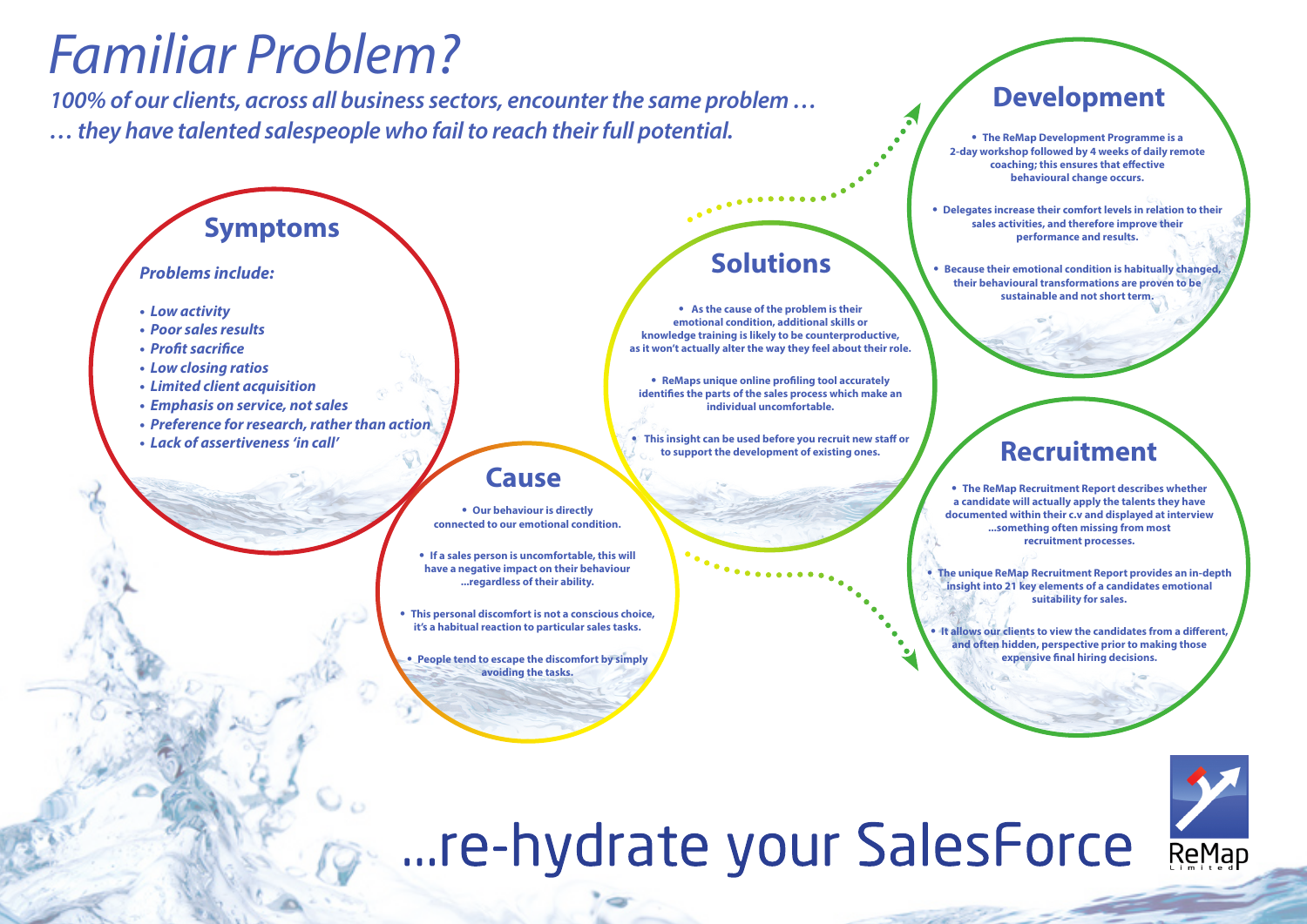# Familiar Problem?

*100% of our clients, across all business sectors, encounter the same problem …*
*… they have talented salespeople who fail to reach their full potential.*

## Symptoms

***Problems include:***

- ***Low activity***
- ***Poor sales results***
- ***Profit sacrifice***
- ***Low closing ratios***
- ***Limited client acquisition***
- ***Emphasis on service, not sales***
- ***Preference for research, rather than action***
- ***Lack of assertiveness 'in call'***

## Cause

- **Our behaviour is directly connected to our emotional condition.**
- **If a sales person is uncomfortable, this will have a negative impact on their behaviour ...regardless of their ability.**
- **This personal discomfort is not a conscious choice, it's a habitual reaction to particular sales tasks.**
- **People tend to escape the discomfort by simply avoiding the tasks.**

## Solutions

- **As the cause of the problem is their emotional condition, additional skills or knowledge training is likely to be counterproductive, as it won't actually alter the way they feel about their role.**
- **ReMaps unique online profiling tool accurately identifies the parts of the sales process which make an individual uncomfortable.**
- **This insight can be used before you recruit new staff or to support the development of existing ones.**

## Development

- **The ReMap Development Programme is a 2-day workshop followed by 4 weeks of daily remote coaching; this ensures that effective behavioural change occurs.**
- **Delegates increase their comfort levels in relation to their sales activities, and therefore improve their performance and results.**
- **Because their emotional condition is habitually changed, their behavioural transformations are proven to be sustainable and not short term.**

## Recruitment

- **The ReMap Recruitment Report describes whether a candidate will actually apply the talents they have documented within their c.v and displayed at interview ...something often missing from most recruitment processes.**
- **The unique ReMap Recruitment Report provides an in-depth insight into 21 key elements of a candidates emotional suitability for sales.**
- **It allows our clients to view the candidates from a different, and often hidden, perspective prior to making those expensive final hiring decisions.**

...re-hydrate your SalesForce

ReMap Limited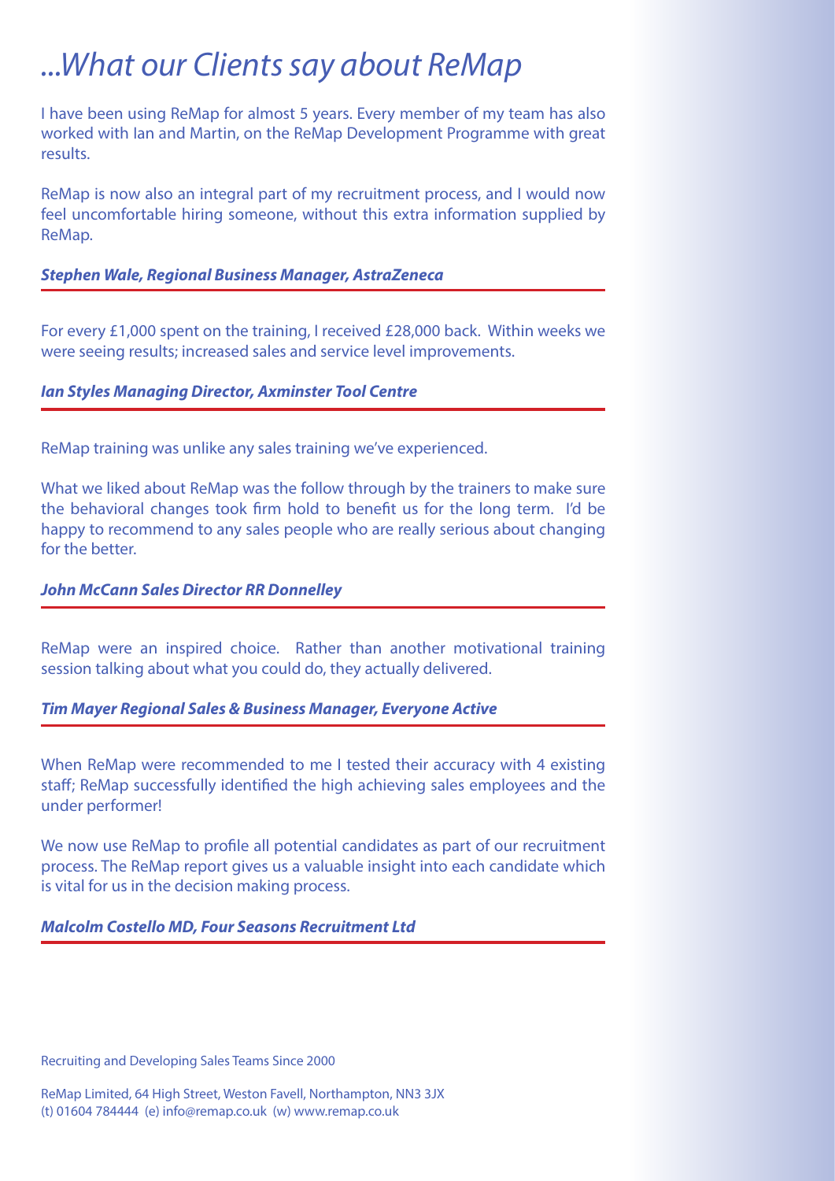# ...What our Clients say about ReMap

I have been using ReMap for almost 5 years. Every member of my team has also worked with Ian and Martin, on the ReMap Development Programme with great results.

ReMap is now also an integral part of my recruitment process, and I would now feel uncomfortable hiring someone, without this extra information supplied by ReMap.

***Stephen Wale, Regional Business Manager, AstraZeneca***

---

For every £1,000 spent on the training, I received £28,000 back. Within weeks we were seeing results; increased sales and service level improvements.

***Ian Styles Managing Director, Axminster Tool Centre***

---

ReMap training was unlike any sales training we've experienced.

What we liked about ReMap was the follow through by the trainers to make sure the behavioral changes took firm hold to benefit us for the long term. I'd be happy to recommend to any sales people who are really serious about changing for the better.

***John McCann Sales Director RR Donnelley***

---

ReMap were an inspired choice. Rather than another motivational training session talking about what you could do, they actually delivered.

***Tim Mayer Regional Sales & Business Manager, Everyone Active***

---

When ReMap were recommended to me I tested their accuracy with 4 existing staff; ReMap successfully identified the high achieving sales employees and the under performer!

We now use ReMap to profile all potential candidates as part of our recruitment process. The ReMap report gives us a valuable insight into each candidate which is vital for us in the decision making process.

***Malcolm Costello MD, Four Seasons Recruitment Ltd***

---

Recruiting and Developing Sales Teams Since 2000

ReMap Limited, 64 High Street, Weston Favell, Northampton, NN3 3JX
(t) 01604 784444 (e) info@remap.co.uk (w) www.remap.co.uk